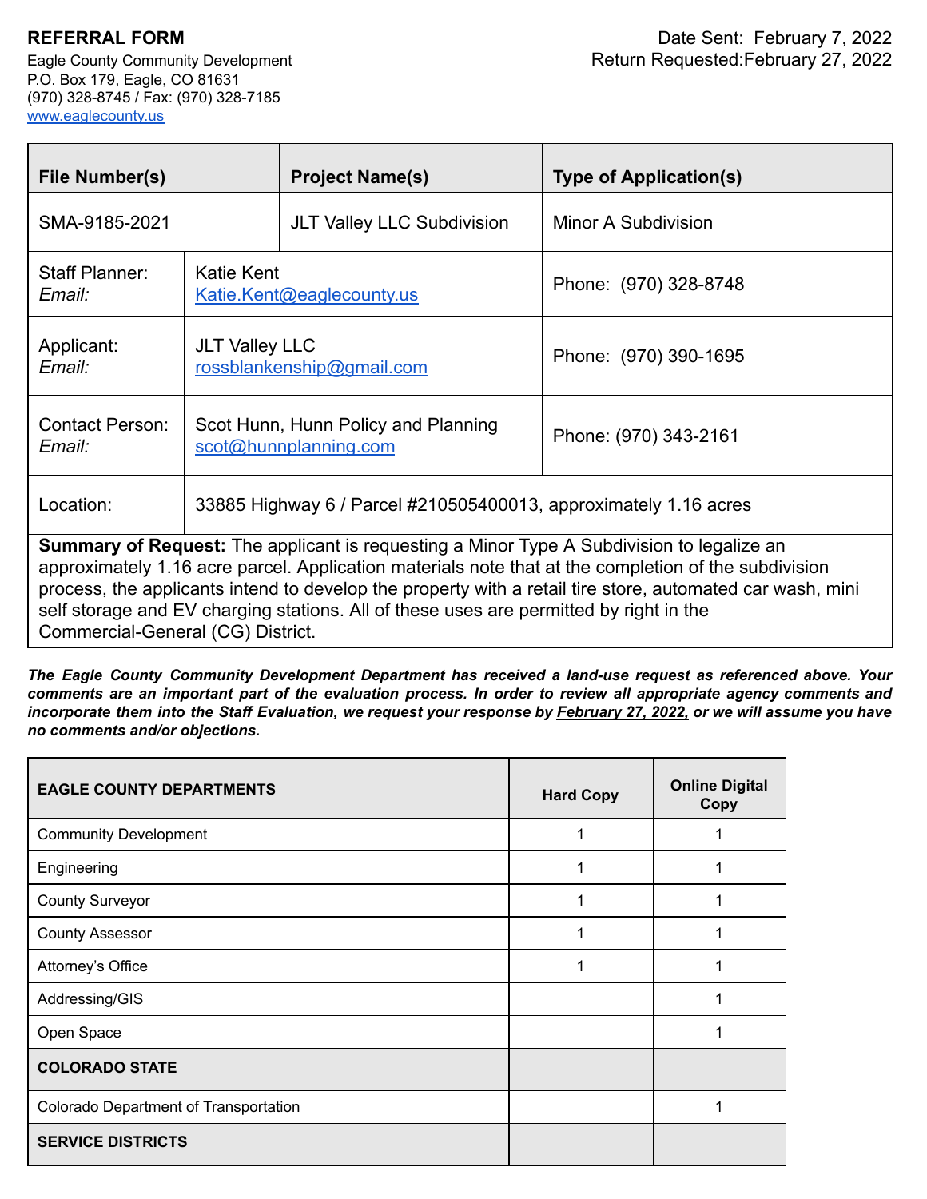## REFERRAL FORM

Eagle County Community Development
P.O. Box 179, Eagle, CO 81631
(970) 328-8745 / Fax: (970) 328-7185
www.eaglecounty.us

Date Sent: February 7, 2022
Return Requested: February 27, 2022

| File Number(s) | | Project Name(s) | Type of Application(s) |
|---|---|---|---|
| SMA-9185-2021 | | JLT Valley LLC Subdivision | Minor A Subdivision |
| Staff Planner: *Email:* | Katie Kent Katie.Kent@eaglecounty.us | | Phone: (970) 328-8748 |
| Applicant: *Email:* | JLT Valley LLC rossblankenship@gmail.com | | Phone: (970) 390-1695 |
| Contact Person: *Email:* | Scot Hunn, Hunn Policy and Planning scot@hunnplanning.com | | Phone: (970) 343-2161 |
| Location: | 33885 Highway 6 / Parcel #210505400013, approximately 1.16 acres | | |

**Summary of Request:** The applicant is requesting a Minor Type A Subdivision to legalize an approximately 1.16 acre parcel. Application materials note that at the completion of the subdivision process, the applicants intend to develop the property with a retail tire store, automated car wash, mini self storage and EV charging stations. All of these uses are permitted by right in the Commercial-General (CG) District.

***The Eagle County Community Development Department has received a land-use request as referenced above. Your comments are an important part of the evaluation process. In order to review all appropriate agency comments and incorporate them into the Staff Evaluation, we request your response by February 27, 2022, or we will assume you have no comments and/or objections.***

| EAGLE COUNTY DEPARTMENTS | Hard Copy | Online Digital Copy |
|---|---|---|
| Community Development | 1 | 1 |
| Engineering | 1 | 1 |
| County Surveyor | 1 | 1 |
| County Assessor | 1 | 1 |
| Attorney's Office | 1 | 1 |
| Addressing/GIS | | 1 |
| Open Space | | 1 |
| **COLORADO STATE** | | |
| Colorado Department of Transportation | | 1 |
| **SERVICE DISTRICTS** | | |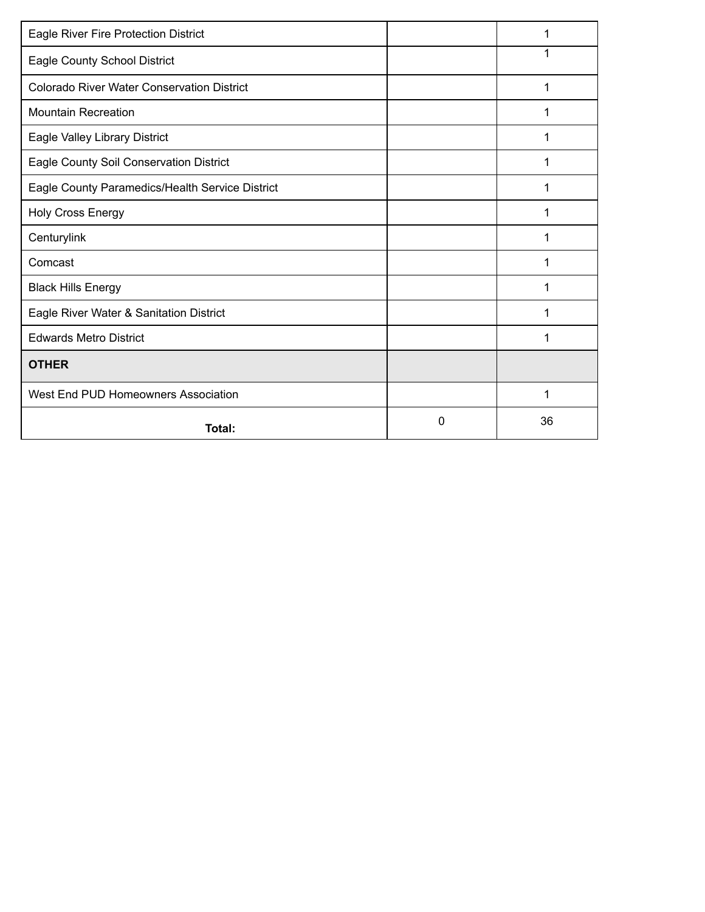| | | |
|---|---|---|
| Eagle River Fire Protection District | | 1 |
| Eagle County School District | | 1 |
| Colorado River Water Conservation District | | 1 |
| Mountain Recreation | | 1 |
| Eagle Valley Library District | | 1 |
| Eagle County Soil Conservation District | | 1 |
| Eagle County Paramedics/Health Service District | | 1 |
| Holy Cross Energy | | 1 |
| Centurylink | | 1 |
| Comcast | | 1 |
| Black Hills Energy | | 1 |
| Eagle River Water & Sanitation District | | 1 |
| Edwards Metro District | | 1 |
| **OTHER** | | |
| West End PUD Homeowners Association | | 1 |
| **Total:** | 0 | 36 |